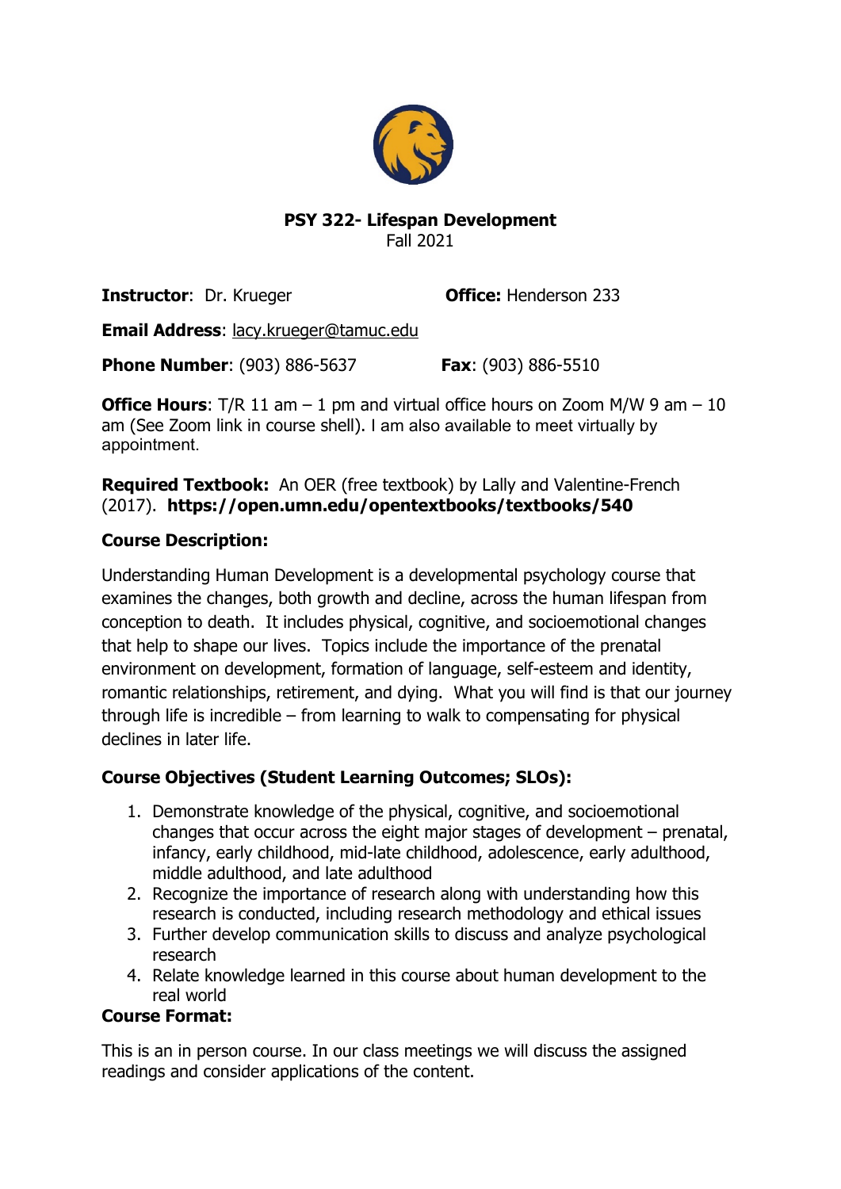# PSY 322- Lifespan Development

Fall 2021

**Instructor**: Dr. Krueger

**Office:** Henderson 233

**Email Address**: lacy.krueger@tamuc.edu

**Phone Number**: (903) 886-5637

**Fax**: (903) 886-5510

**Office Hours**: T/R 11 am – 1 pm and virtual office hours on Zoom M/W 9 am – 10 am (See Zoom link in course shell). I am also available to meet virtually by appointment.

**Required Textbook:** An OER (free textbook) by Lally and Valentine-French (2017). **https://open.umn.edu/opentextbooks/textbooks/540**

## Course Description:

Understanding Human Development is a developmental psychology course that examines the changes, both growth and decline, across the human lifespan from conception to death. It includes physical, cognitive, and socioemotional changes that help to shape our lives. Topics include the importance of the prenatal environment on development, formation of language, self-esteem and identity, romantic relationships, retirement, and dying. What you will find is that our journey through life is incredible – from learning to walk to compensating for physical declines in later life.

## Course Objectives (Student Learning Outcomes; SLOs):

1. Demonstrate knowledge of the physical, cognitive, and socioemotional changes that occur across the eight major stages of development – prenatal, infancy, early childhood, mid-late childhood, adolescence, early adulthood, middle adulthood, and late adulthood
2. Recognize the importance of research along with understanding how this research is conducted, including research methodology and ethical issues
3. Further develop communication skills to discuss and analyze psychological research
4. Relate knowledge learned in this course about human development to the real world

## Course Format:

This is an in person course. In our class meetings we will discuss the assigned readings and consider applications of the content.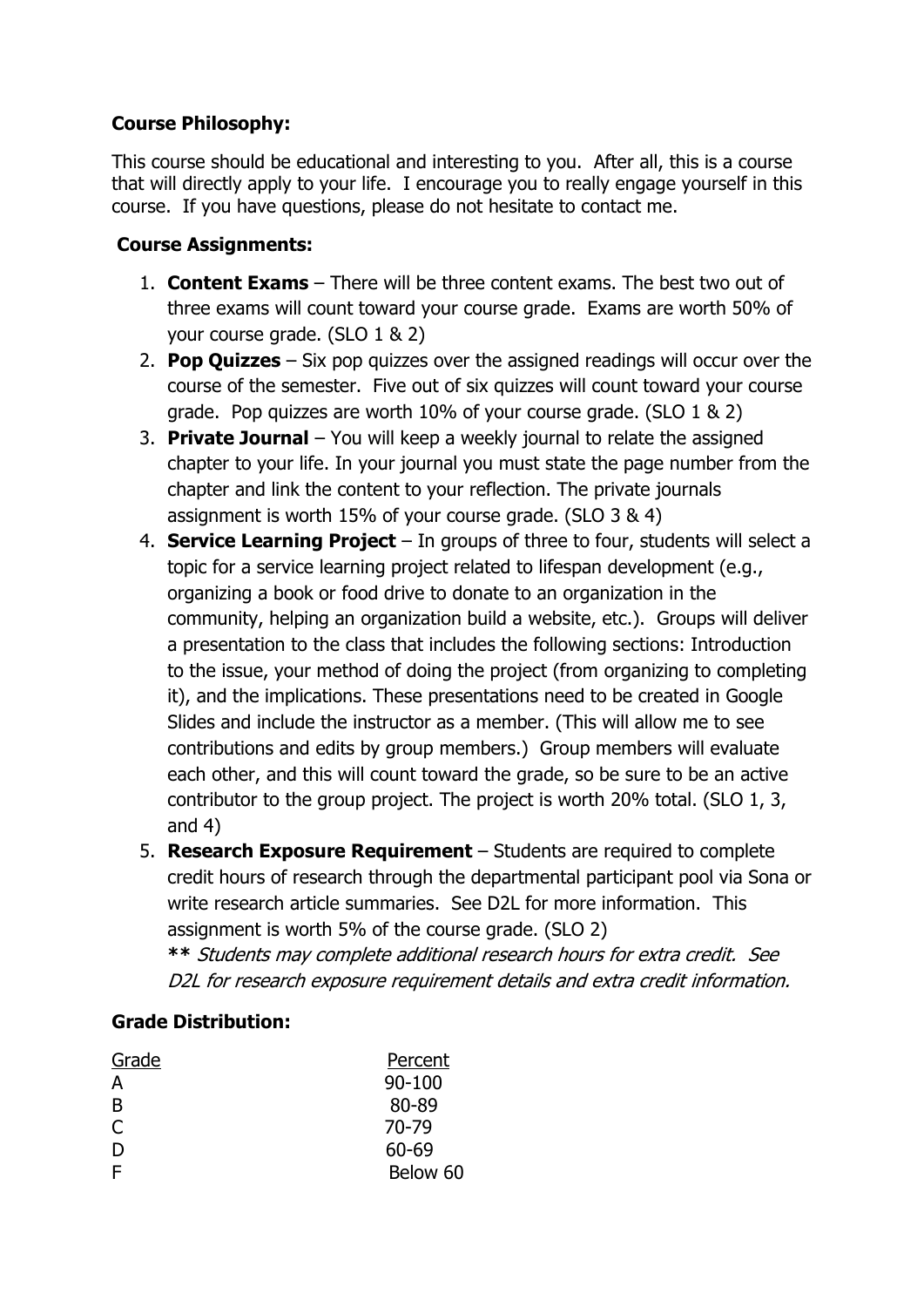**Course Philosophy:**

This course should be educational and interesting to you. After all, this is a course that will directly apply to your life. I encourage you to really engage yourself in this course. If you have questions, please do not hesitate to contact me.

**Course Assignments:**

1. **Content Exams** – There will be three content exams. The best two out of three exams will count toward your course grade. Exams are worth 50% of your course grade. (SLO 1 & 2)
2. **Pop Quizzes** – Six pop quizzes over the assigned readings will occur over the course of the semester. Five out of six quizzes will count toward your course grade. Pop quizzes are worth 10% of your course grade. (SLO 1 & 2)
3. **Private Journal** – You will keep a weekly journal to relate the assigned chapter to your life. In your journal you must state the page number from the chapter and link the content to your reflection. The private journals assignment is worth 15% of your course grade. (SLO 3 & 4)
4. **Service Learning Project** – In groups of three to four, students will select a topic for a service learning project related to lifespan development (e.g., organizing a book or food drive to donate to an organization in the community, helping an organization build a website, etc.). Groups will deliver a presentation to the class that includes the following sections: Introduction to the issue, your method of doing the project (from organizing to completing it), and the implications. These presentations need to be created in Google Slides and include the instructor as a member. (This will allow me to see contributions and edits by group members.) Group members will evaluate each other, and this will count toward the grade, so be sure to be an active contributor to the group project. The project is worth 20% total. (SLO 1, 3, and 4)
5. **Research Exposure Requirement** – Students are required to complete credit hours of research through the departmental participant pool via Sona or write research article summaries. See D2L for more information. This assignment is worth 5% of the course grade. (SLO 2)
   **\*\*** *Students may complete additional research hours for extra credit. See D2L for research exposure requirement details and extra credit information.*

**Grade Distribution:**

| Grade | Percent |
|---|---|
| A | 90-100 |
| B | 80-89 |
| C | 70-79 |
| D | 60-69 |
| F | Below 60 |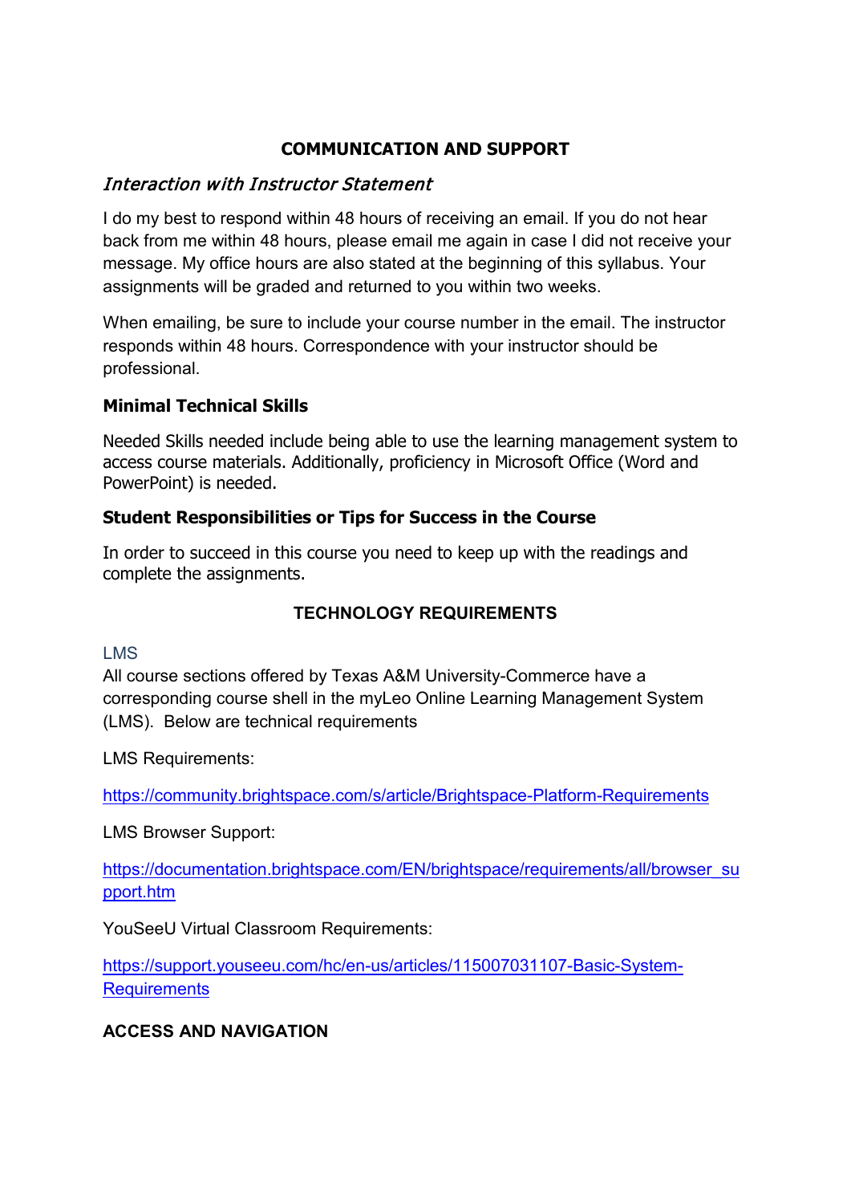## COMMUNICATION AND SUPPORT

### *Interaction with Instructor Statement*

I do my best to respond within 48 hours of receiving an email. If you do not hear back from me within 48 hours, please email me again in case I did not receive your message. My office hours are also stated at the beginning of this syllabus. Your assignments will be graded and returned to you within two weeks.

When emailing, be sure to include your course number in the email. The instructor responds within 48 hours. Correspondence with your instructor should be professional.

### Minimal Technical Skills

Needed Skills needed include being able to use the learning management system to access course materials. Additionally, proficiency in Microsoft Office (Word and PowerPoint) is needed.

### Student Responsibilities or Tips for Success in the Course

In order to succeed in this course you need to keep up with the readings and complete the assignments.

## TECHNOLOGY REQUIREMENTS

### LMS

All course sections offered by Texas A&M University-Commerce have a corresponding course shell in the myLeo Online Learning Management System (LMS). Below are technical requirements

LMS Requirements:

https://community.brightspace.com/s/article/Brightspace-Platform-Requirements

LMS Browser Support:

https://documentation.brightspace.com/EN/brightspace/requirements/all/browser_support.htm

YouSeeU Virtual Classroom Requirements:

https://support.youseeu.com/hc/en-us/articles/115007031107-Basic-System-Requirements

### ACCESS AND NAVIGATION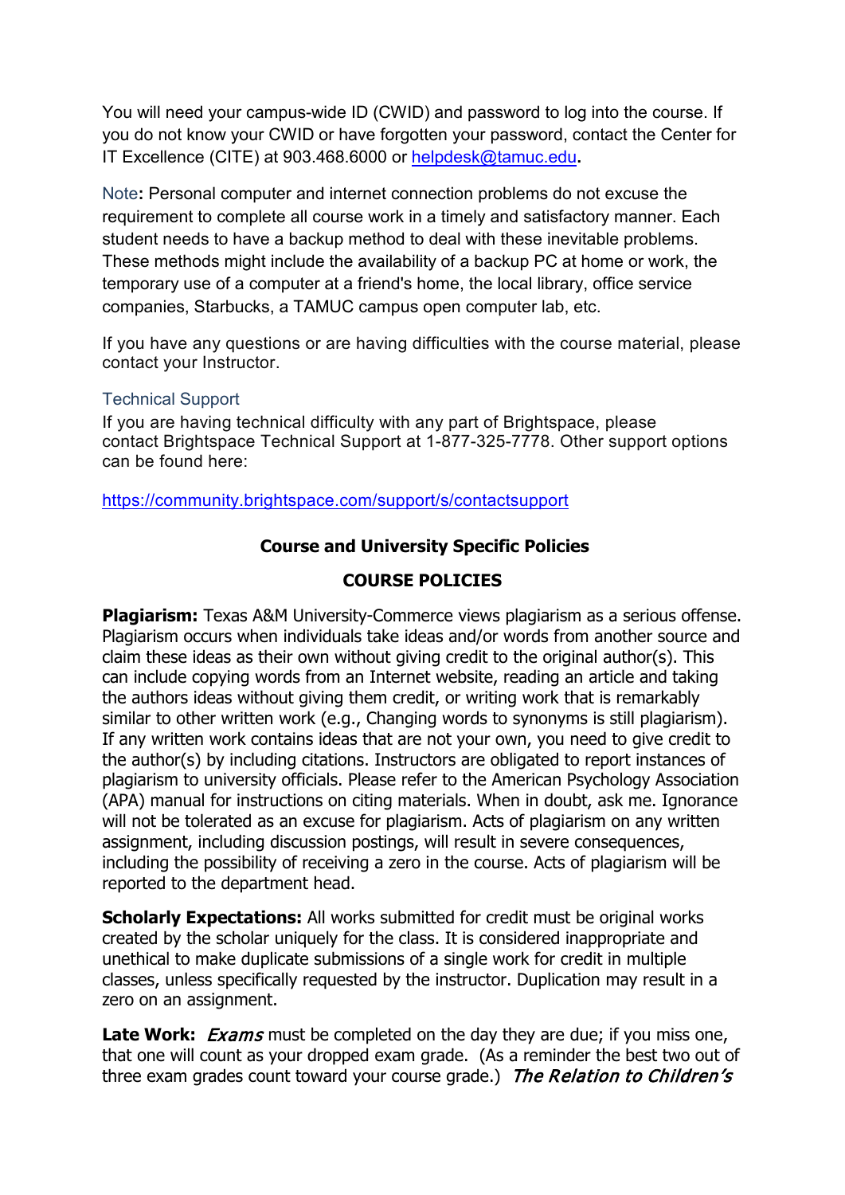You will need your campus-wide ID (CWID) and password to log into the course. If you do not know your CWID or have forgotten your password, contact the Center for IT Excellence (CITE) at 903.468.6000 or helpdesk@tamuc.edu**.**

Note**:** Personal computer and internet connection problems do not excuse the requirement to complete all course work in a timely and satisfactory manner. Each student needs to have a backup method to deal with these inevitable problems. These methods might include the availability of a backup PC at home or work, the temporary use of a computer at a friend's home, the local library, office service companies, Starbucks, a TAMUC campus open computer lab, etc.

If you have any questions or are having difficulties with the course material, please contact your Instructor.

### Technical Support

If you are having technical difficulty with any part of Brightspace, please contact Brightspace Technical Support at 1-877-325-7778. Other support options can be found here:

https://community.brightspace.com/support/s/contactsupport

## Course and University Specific Policies

## COURSE POLICIES

**Plagiarism:** Texas A&M University-Commerce views plagiarism as a serious offense. Plagiarism occurs when individuals take ideas and/or words from another source and claim these ideas as their own without giving credit to the original author(s). This can include copying words from an Internet website, reading an article and taking the authors ideas without giving them credit, or writing work that is remarkably similar to other written work (e.g., Changing words to synonyms is still plagiarism). If any written work contains ideas that are not your own, you need to give credit to the author(s) by including citations. Instructors are obligated to report instances of plagiarism to university officials. Please refer to the American Psychology Association (APA) manual for instructions on citing materials. When in doubt, ask me. Ignorance will not be tolerated as an excuse for plagiarism. Acts of plagiarism on any written assignment, including discussion postings, will result in severe consequences, including the possibility of receiving a zero in the course. Acts of plagiarism will be reported to the department head.

**Scholarly Expectations:** All works submitted for credit must be original works created by the scholar uniquely for the class. It is considered inappropriate and unethical to make duplicate submissions of a single work for credit in multiple classes, unless specifically requested by the instructor. Duplication may result in a zero on an assignment.

**Late Work:** *Exams* must be completed on the day they are due; if you miss one, that one will count as your dropped exam grade. (As a reminder the best two out of three exam grades count toward your course grade.) *The Relation to Children's*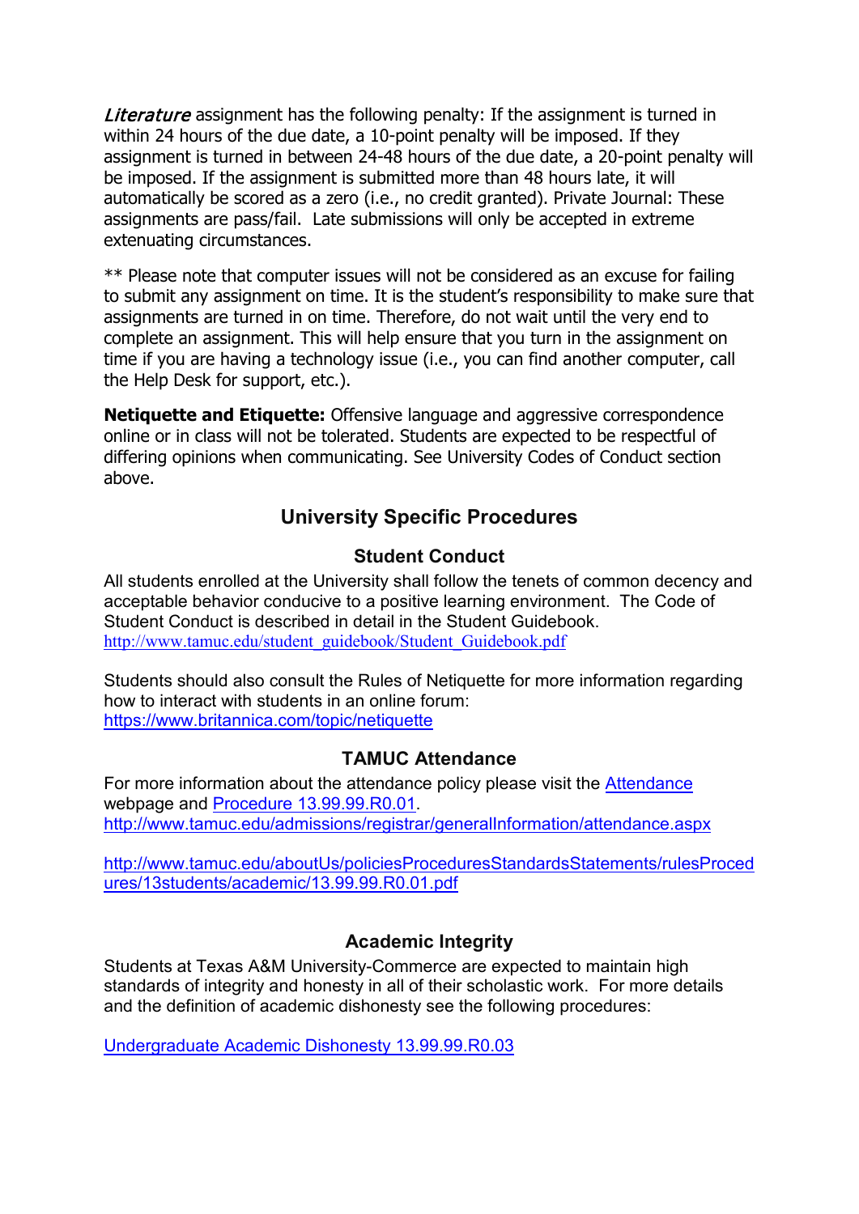*Literature* assignment has the following penalty: If the assignment is turned in within 24 hours of the due date, a 10-point penalty will be imposed. If they assignment is turned in between 24-48 hours of the due date, a 20-point penalty will be imposed. If the assignment is submitted more than 48 hours late, it will automatically be scored as a zero (i.e., no credit granted). Private Journal: These assignments are pass/fail. Late submissions will only be accepted in extreme extenuating circumstances.

** Please note that computer issues will not be considered as an excuse for failing to submit any assignment on time. It is the student's responsibility to make sure that assignments are turned in on time. Therefore, do not wait until the very end to complete an assignment. This will help ensure that you turn in the assignment on time if you are having a technology issue (i.e., you can find another computer, call the Help Desk for support, etc.).

**Netiquette and Etiquette:** Offensive language and aggressive correspondence online or in class will not be tolerated. Students are expected to be respectful of differing opinions when communicating. See University Codes of Conduct section above.

## University Specific Procedures

### Student Conduct

All students enrolled at the University shall follow the tenets of common decency and acceptable behavior conducive to a positive learning environment. The Code of Student Conduct is described in detail in the Student Guidebook.
http://www.tamuc.edu/student_guidebook/Student_Guidebook.pdf

Students should also consult the Rules of Netiquette for more information regarding how to interact with students in an online forum:
https://www.britannica.com/topic/netiquette

### TAMUC Attendance

For more information about the attendance policy please visit the Attendance webpage and Procedure 13.99.99.R0.01.
http://www.tamuc.edu/admissions/registrar/generalInformation/attendance.aspx

http://www.tamuc.edu/aboutUs/policiesProceduresStandardsStatements/rulesProcedures/13students/academic/13.99.99.R0.01.pdf

### Academic Integrity

Students at Texas A&M University-Commerce are expected to maintain high standards of integrity and honesty in all of their scholastic work. For more details and the definition of academic dishonesty see the following procedures:

Undergraduate Academic Dishonesty 13.99.99.R0.03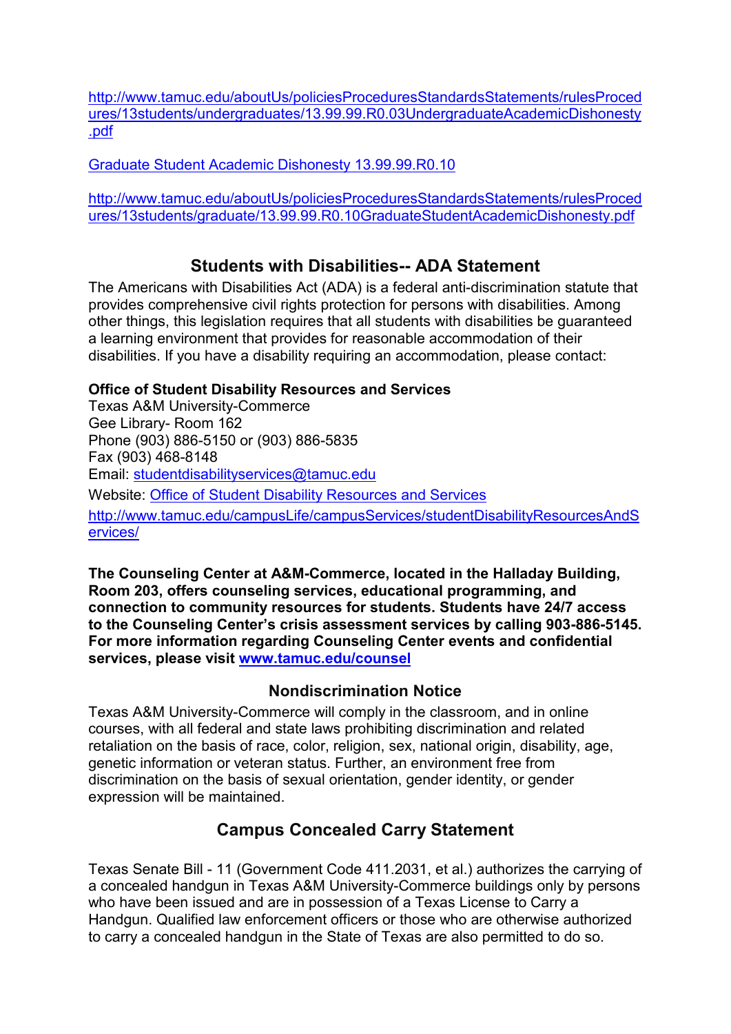http://www.tamuc.edu/aboutUs/policiesProceduresStandardsStatements/rulesProcedures/13students/undergraduates/13.99.99.R0.03UndergraduateAcademicDishonesty.pdf

Graduate Student Academic Dishonesty 13.99.99.R0.10

http://www.tamuc.edu/aboutUs/policiesProceduresStandardsStatements/rulesProcedures/13students/graduate/13.99.99.R0.10GraduateStudentAcademicDishonesty.pdf

## Students with Disabilities-- ADA Statement

The Americans with Disabilities Act (ADA) is a federal anti-discrimination statute that provides comprehensive civil rights protection for persons with disabilities. Among other things, this legislation requires that all students with disabilities be guaranteed a learning environment that provides for reasonable accommodation of their disabilities. If you have a disability requiring an accommodation, please contact:

**Office of Student Disability Resources and Services**
Texas A&M University-Commerce
Gee Library- Room 162
Phone (903) 886-5150 or (903) 886-5835
Fax (903) 468-8148
Email: studentdisabilityservices@tamuc.edu
Website: Office of Student Disability Resources and Services
http://www.tamuc.edu/campusLife/campusServices/studentDisabilityResourcesAndServices/

**The Counseling Center at A&M-Commerce, located in the Halladay Building, Room 203, offers counseling services, educational programming, and connection to community resources for students. Students have 24/7 access to the Counseling Center's crisis assessment services by calling 903-886-5145. For more information regarding Counseling Center events and confidential services, please visit www.tamuc.edu/counsel**

### Nondiscrimination Notice

Texas A&M University-Commerce will comply in the classroom, and in online courses, with all federal and state laws prohibiting discrimination and related retaliation on the basis of race, color, religion, sex, national origin, disability, age, genetic information or veteran status. Further, an environment free from discrimination on the basis of sexual orientation, gender identity, or gender expression will be maintained.

## Campus Concealed Carry Statement

Texas Senate Bill - 11 (Government Code 411.2031, et al.) authorizes the carrying of a concealed handgun in Texas A&M University-Commerce buildings only by persons who have been issued and are in possession of a Texas License to Carry a Handgun. Qualified law enforcement officers or those who are otherwise authorized to carry a concealed handgun in the State of Texas are also permitted to do so.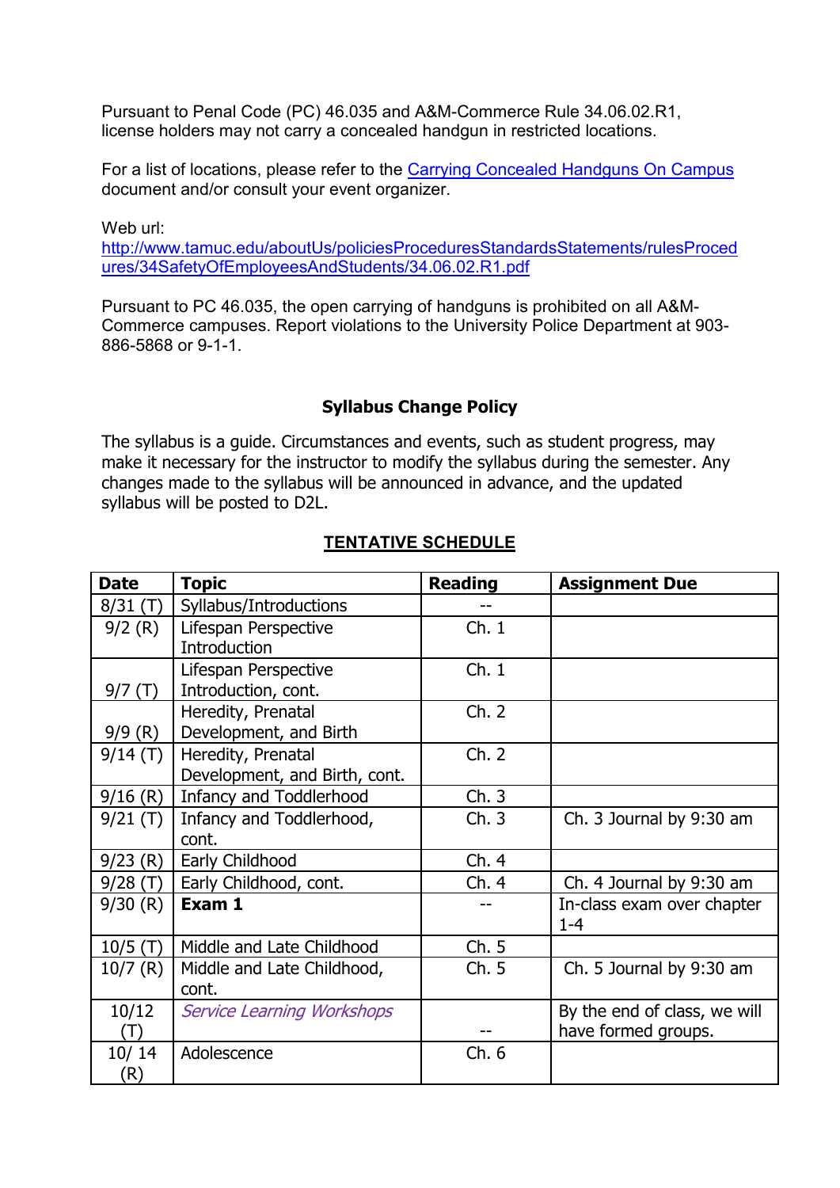Pursuant to Penal Code (PC) 46.035 and A&M-Commerce Rule 34.06.02.R1, license holders may not carry a concealed handgun in restricted locations.

For a list of locations, please refer to the Carrying Concealed Handguns On Campus document and/or consult your event organizer.

Web url:
http://www.tamuc.edu/aboutUs/policiesProceduresStandardsStatements/rulesProcedures/34SafetyOfEmployeesAndStudents/34.06.02.R1.pdf

Pursuant to PC 46.035, the open carrying of handguns is prohibited on all A&M-Commerce campuses. Report violations to the University Police Department at 903-886-5868 or 9-1-1.

## Syllabus Change Policy

The syllabus is a guide. Circumstances and events, such as student progress, may make it necessary for the instructor to modify the syllabus during the semester. Any changes made to the syllabus will be announced in advance, and the updated syllabus will be posted to D2L.

## TENTATIVE SCHEDULE

| Date | Topic | Reading | Assignment Due |
|---|---|---|---|
| 8/31 (T) | Syllabus/Introductions | -- | |
| 9/2 (R) | Lifespan Perspective Introduction | Ch. 1 | |
| 9/7 (T) | Lifespan Perspective Introduction, cont. | Ch. 1 | |
| 9/9 (R) | Heredity, Prenatal Development, and Birth | Ch. 2 | |
| 9/14 (T) | Heredity, Prenatal Development, and Birth, cont. | Ch. 2 | |
| 9/16 (R) | Infancy and Toddlerhood | Ch. 3 | |
| 9/21 (T) | Infancy and Toddlerhood, cont. | Ch. 3 | Ch. 3 Journal by 9:30 am |
| 9/23 (R) | Early Childhood | Ch. 4 | |
| 9/28 (T) | Early Childhood, cont. | Ch. 4 | Ch. 4 Journal by 9:30 am |
| 9/30 (R) | **Exam 1** | -- | In-class exam over chapter 1-4 |
| 10/5 (T) | Middle and Late Childhood | Ch. 5 | |
| 10/7 (R) | Middle and Late Childhood, cont. | Ch. 5 | Ch. 5 Journal by 9:30 am |
| 10/12 (T) | *Service Learning Workshops* | -- | By the end of class, we will have formed groups. |
| 10/ 14 (R) | Adolescence | Ch. 6 | |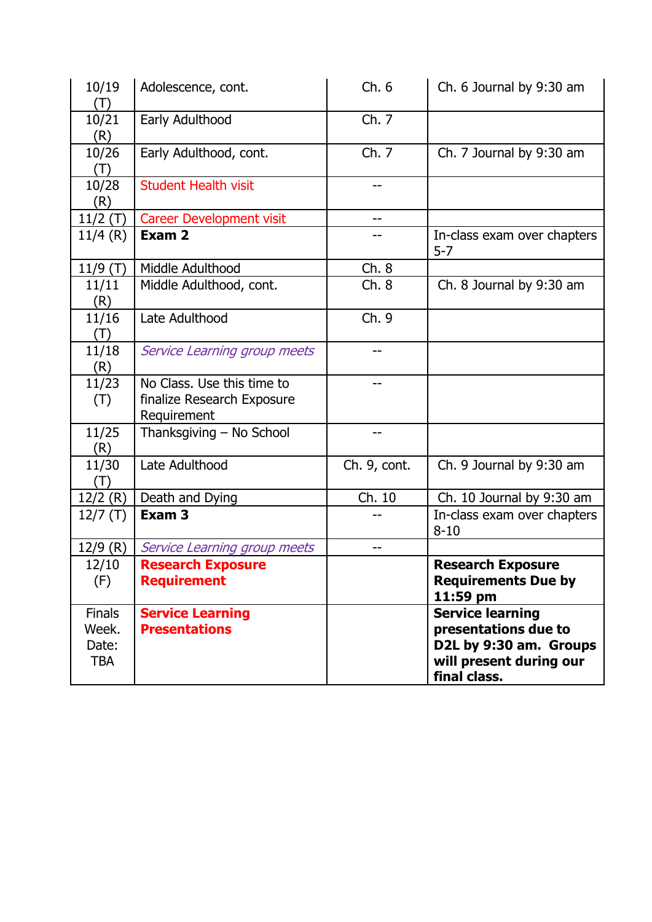| | | | |
|---|---|---|---|
| 10/19 (T) | Adolescence, cont. | Ch. 6 | Ch. 6 Journal by 9:30 am |
| 10/21 (R) | Early Adulthood | Ch. 7 | |
| 10/26 (T) | Early Adulthood, cont. | Ch. 7 | Ch. 7 Journal by 9:30 am |
| 10/28 (R) | Student Health visit | -- | |
| 11/2 (T) | Career Development visit | -- | |
| 11/4 (R) | **Exam 2** | -- | In-class exam over chapters 5-7 |
| 11/9 (T) | Middle Adulthood | Ch. 8 | |
| 11/11 (R) | Middle Adulthood, cont. | Ch. 8 | Ch. 8 Journal by 9:30 am |
| 11/16 (T) | Late Adulthood | Ch. 9 | |
| 11/18 (R) | *Service Learning group meets* | -- | |
| 11/23 (T) | No Class. Use this time to finalize Research Exposure Requirement | -- | |
| 11/25 (R) | Thanksgiving – No School | -- | |
| 11/30 (T) | Late Adulthood | Ch. 9, cont. | Ch. 9 Journal by 9:30 am |
| 12/2 (R) | Death and Dying | Ch. 10 | Ch. 10 Journal by 9:30 am |
| 12/7 (T) | **Exam 3** | -- | In-class exam over chapters 8-10 |
| 12/9 (R) | *Service Learning group meets* | -- | |
| 12/10 (F) | **Research Exposure Requirement** | | **Research Exposure Requirements Due by 11:59 pm** |
| Finals Week. Date: TBA | **Service Learning Presentations** | | **Service learning presentations due to D2L by 9:30 am. Groups will present during our final class.** |